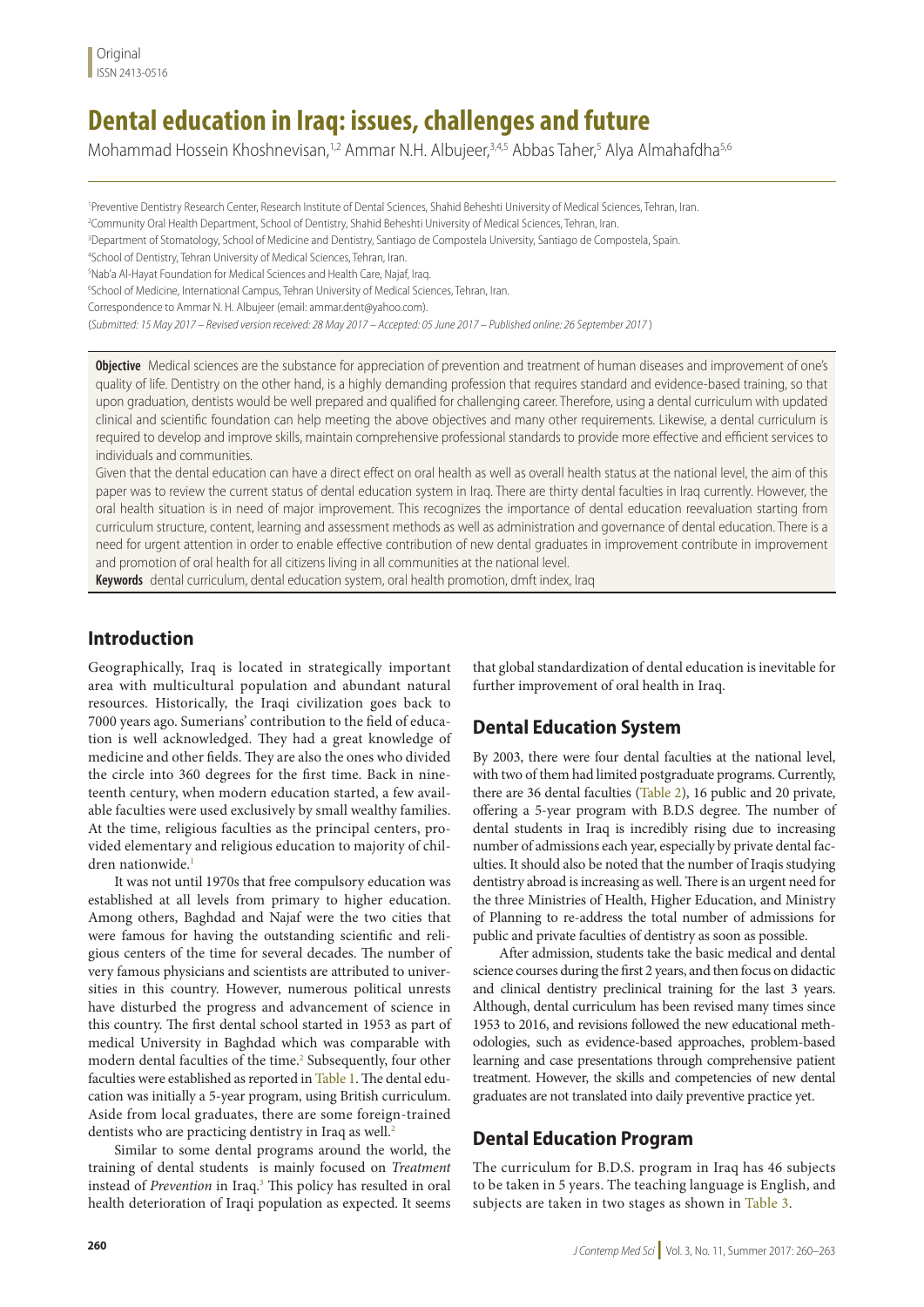Original
ISSN 2413-0516

# Dental education in Iraq: issues, challenges and future

Mohammad Hossein Khoshnevisan,[1,2] Ammar N.H. Albujeer,[3,4,5] Abbas Taher,[5] Alya Almahafdha[5,6]

[1]Preventive Dentistry Research Center, Research Institute of Dental Sciences, Shahid Beheshti University of Medical Sciences, Tehran, Iran.
[2]Community Oral Health Department, School of Dentistry, Shahid Beheshti University of Medical Sciences, Tehran, Iran.
[3]Department of Stomatology, School of Medicine and Dentistry, Santiago de Compostela University, Santiago de Compostela, Spain.
[4]School of Dentistry, Tehran University of Medical Sciences, Tehran, Iran.
[5]Nab'a Al-Hayat Foundation for Medical Sciences and Health Care, Najaf, Iraq.
[6]School of Medicine, International Campus, Tehran University of Medical Sciences, Tehran, Iran.
Correspondence to Ammar N. H. Albujeer (email: ammar.dent@yahoo.com).
(*Submitted: 15 May 2017 – Revised version received: 28 May 2017 – Accepted: 05 June 2017 – Published online: 26 September 2017*)

**Objective** Medical sciences are the substance for appreciation of prevention and treatment of human diseases and improvement of one's quality of life. Dentistry on the other hand, is a highly demanding profession that requires standard and evidence-based training, so that upon graduation, dentists would be well prepared and qualified for challenging career. Therefore, using a dental curriculum with updated clinical and scientific foundation can help meeting the above objectives and many other requirements. Likewise, a dental curriculum is required to develop and improve skills, maintain comprehensive professional standards to provide more effective and efficient services to individuals and communities.

Given that the dental education can have a direct effect on oral health as well as overall health status at the national level, the aim of this paper was to review the current status of dental education system in Iraq. There are thirty dental faculties in Iraq currently. However, the oral health situation is in need of major improvement. This recognizes the importance of dental education reevaluation starting from curriculum structure, content, learning and assessment methods as well as administration and governance of dental education. There is a need for urgent attention in order to enable effective contribution of new dental graduates in improvement contribute in improvement and promotion of oral health for all citizens living in all communities at the national level.

**Keywords** dental curriculum, dental education system, oral health promotion, dmft index, Iraq

## Introduction

Geographically, Iraq is located in strategically important area with multicultural population and abundant natural resources. Historically, the Iraqi civilization goes back to 7000 years ago. Sumerians' contribution to the field of education is well acknowledged. They had a great knowledge of medicine and other fields. They are also the ones who divided the circle into 360 degrees for the first time. Back in nineteenth century, when modern education started, a few available faculties were used exclusively by small wealthy families. At the time, religious faculties as the principal centers, provided elementary and religious education to majority of children nationwide.[1]

It was not until 1970s that free compulsory education was established at all levels from primary to higher education. Among others, Baghdad and Najaf were the two cities that were famous for having the outstanding scientific and religious centers of the time for several decades. The number of very famous physicians and scientists are attributed to universities in this country. However, numerous political unrests have disturbed the progress and advancement of science in this country. The first dental school started in 1953 as part of medical University in Baghdad which was comparable with modern dental faculties of the time.[2] Subsequently, four other faculties were established as reported in Table 1. The dental education was initially a 5-year program, using British curriculum. Aside from local graduates, there are some foreign-trained dentists who are practicing dentistry in Iraq as well.[2]

Similar to some dental programs around the world, the training of dental students is mainly focused on *Treatment* instead of *Prevention* in Iraq.[3] This policy has resulted in oral health deterioration of Iraqi population as expected. It seems that global standardization of dental education is inevitable for further improvement of oral health in Iraq.

## Dental Education System

By 2003, there were four dental faculties at the national level, with two of them had limited postgraduate programs. Currently, there are 36 dental faculties (Table 2), 16 public and 20 private, offering a 5-year program with B.D.S degree. The number of dental students in Iraq is incredibly rising due to increasing number of admissions each year, especially by private dental faculties. It should also be noted that the number of Iraqis studying dentistry abroad is increasing as well. There is an urgent need for the three Ministries of Health, Higher Education, and Ministry of Planning to re-address the total number of admissions for public and private faculties of dentistry as soon as possible.

After admission, students take the basic medical and dental science courses during the first 2 years, and then focus on didactic and clinical dentistry preclinical training for the last 3 years. Although, dental curriculum has been revised many times since 1953 to 2016, and revisions followed the new educational methodologies, such as evidence-based approaches, problem-based learning and case presentations through comprehensive patient treatment. However, the skills and competencies of new dental graduates are not translated into daily preventive practice yet.

## Dental Education Program

The curriculum for B.D.S. program in Iraq has 46 subjects to be taken in 5 years. The teaching language is English, and subjects are taken in two stages as shown in Table 3.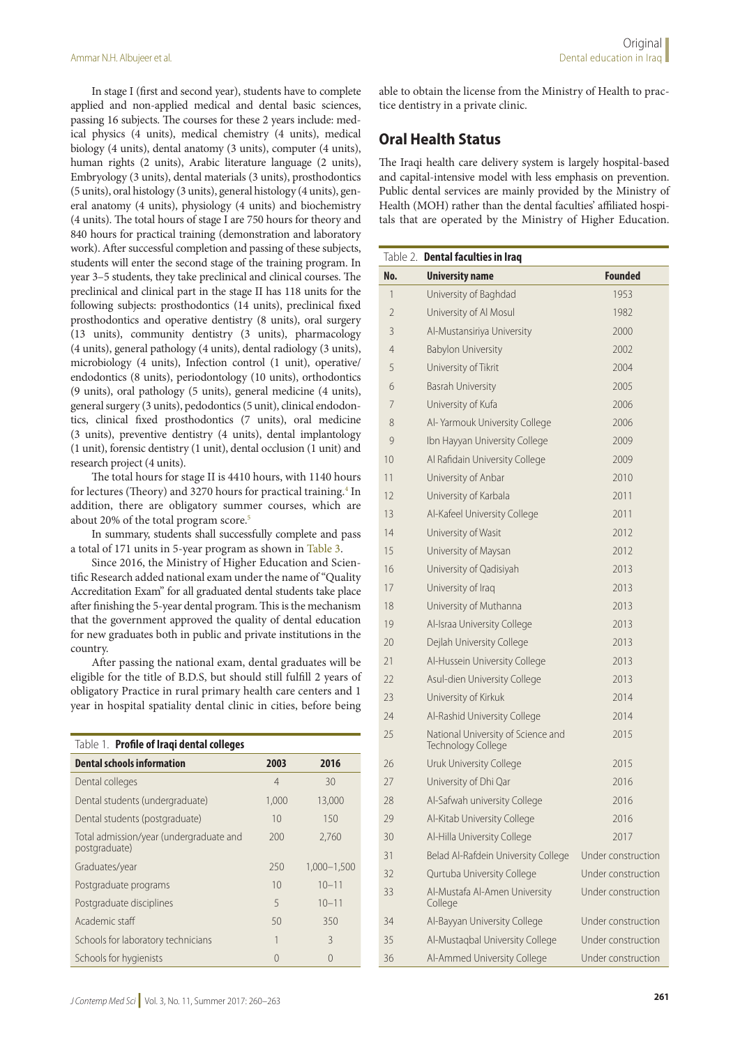In stage I (first and second year), students have to complete applied and non-applied medical and dental basic sciences, passing 16 subjects. The courses for these 2 years include: medical physics (4 units), medical chemistry (4 units), medical biology (4 units), dental anatomy (3 units), computer (4 units), human rights (2 units), Arabic literature language (2 units), Embryology (3 units), dental materials (3 units), prosthodontics (5 units), oral histology (3 units), general histology (4 units), general anatomy (4 units), physiology (4 units) and biochemistry (4 units). The total hours of stage I are 750 hours for theory and 840 hours for practical training (demonstration and laboratory work). After successful completion and passing of these subjects, students will enter the second stage of the training program. In year 3–5 students, they take preclinical and clinical courses. The preclinical and clinical part in the stage II has 118 units for the following subjects: prosthodontics (14 units), preclinical fixed prosthodontics and operative dentistry (8 units), oral surgery (13 units), community dentistry (3 units), pharmacology (4 units), general pathology (4 units), dental radiology (3 units), microbiology (4 units), Infection control (1 unit), operative/endodontics (8 units), periodontology (10 units), orthodontics (9 units), oral pathology (5 units), general medicine (4 units), general surgery (3 units), pedodontics (5 unit), clinical endodontics, clinical fixed prosthodontics (7 units), oral medicine (3 units), preventive dentistry (4 units), dental implantology (1 unit), forensic dentistry (1 unit), dental occlusion (1 unit) and research project (4 units).

The total hours for stage II is 4410 hours, with 1140 hours for lectures (Theory) and 3270 hours for practical training.[4] In addition, there are obligatory summer courses, which are about 20% of the total program score.[5]

In summary, students shall successfully complete and pass a total of 171 units in 5-year program as shown in Table 3.

Since 2016, the Ministry of Higher Education and Scientific Research added national exam under the name of "Quality Accreditation Exam" for all graduated dental students take place after finishing the 5-year dental program. This is the mechanism that the government approved the quality of dental education for new graduates both in public and private institutions in the country.

After passing the national exam, dental graduates will be eligible for the title of B.D.S, but should still fulfill 2 years of obligatory Practice in rural primary health care centers and 1 year in hospital spatiality dental clinic in cities, before being able to obtain the license from the Ministry of Health to practice dentistry in a private clinic.

Table 1. **Profile of Iraqi dental colleges**

| Dental schools information | 2003 | 2016 |
| --- | --- | --- |
| Dental colleges | 4 | 30 |
| Dental students (undergraduate) | 1,000 | 13,000 |
| Dental students (postgraduate) | 10 | 150 |
| Total admission/year (undergraduate and postgraduate) | 200 | 2,760 |
| Graduates/year | 250 | 1,000–1,500 |
| Postgraduate programs | 10 | 10–11 |
| Postgraduate disciplines | 5 | 10–11 |
| Academic staff | 50 | 350 |
| Schools for laboratory technicians | 1 | 3 |
| Schools for hygienists | 0 | 0 |

## Oral Health Status

The Iraqi health care delivery system is largely hospital-based and capital-intensive model with less emphasis on prevention. Public dental services are mainly provided by the Ministry of Health (MOH) rather than the dental faculties' affiliated hospitals that are operated by the Ministry of Higher Education.

Table 2. **Dental faculties in Iraq**

| No. | University name | Founded |
| --- | --- | --- |
| 1 | University of Baghdad | 1953 |
| 2 | University of Al Mosul | 1982 |
| 3 | Al-Mustansiriya University | 2000 |
| 4 | Babylon University | 2002 |
| 5 | University of Tikrit | 2004 |
| 6 | Basrah University | 2005 |
| 7 | University of Kufa | 2006 |
| 8 | Al- Yarmouk University College | 2006 |
| 9 | Ibn Hayyan University College | 2009 |
| 10 | Al Rafidain University College | 2009 |
| 11 | University of Anbar | 2010 |
| 12 | University of Karbala | 2011 |
| 13 | Al-Kafeel University College | 2011 |
| 14 | University of Wasit | 2012 |
| 15 | University of Maysan | 2012 |
| 16 | University of Qadisiyah | 2013 |
| 17 | University of Iraq | 2013 |
| 18 | University of Muthanna | 2013 |
| 19 | Al-Israa University College | 2013 |
| 20 | Dejlah University College | 2013 |
| 21 | Al-Hussein University College | 2013 |
| 22 | Asul-dien University College | 2013 |
| 23 | University of Kirkuk | 2014 |
| 24 | Al-Rashid University College | 2014 |
| 25 | National University of Science and Technology College | 2015 |
| 26 | Uruk University College | 2015 |
| 27 | University of Dhi Qar | 2016 |
| 28 | Al-Safwah university College | 2016 |
| 29 | Al-Kitab University College | 2016 |
| 30 | Al-Hilla University College | 2017 |
| 31 | Belad Al-Rafdein University College | Under construction |
| 32 | Qurtuba University College | Under construction |
| 33 | Al-Mustafa Al-Amen University College | Under construction |
| 34 | Al-Bayyan University College | Under construction |
| 35 | Al-Mustaqbal University College | Under construction |
| 36 | Al-Ammed University College | Under construction |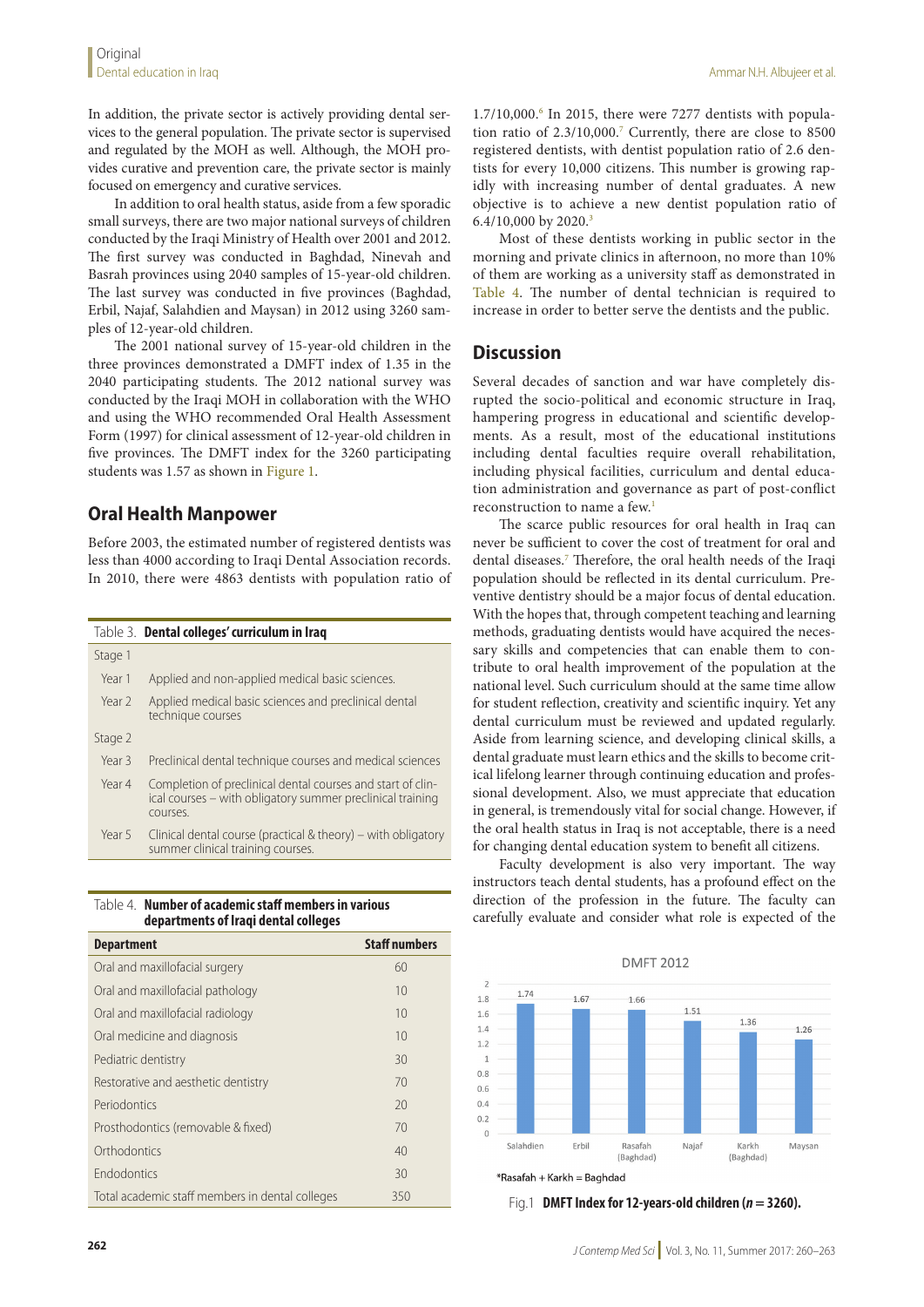In addition, the private sector is actively providing dental services to the general population. The private sector is supervised and regulated by the MOH as well. Although, the MOH provides curative and prevention care, the private sector is mainly focused on emergency and curative services.

In addition to oral health status, aside from a few sporadic small surveys, there are two major national surveys of children conducted by the Iraqi Ministry of Health over 2001 and 2012. The first survey was conducted in Baghdad, Ninevah and Basrah provinces using 2040 samples of 15-year-old children. The last survey was conducted in five provinces (Baghdad, Erbil, Najaf, Salahdien and Maysan) in 2012 using 3260 samples of 12-year-old children.

The 2001 national survey of 15-year-old children in the three provinces demonstrated a DMFT index of 1.35 in the 2040 participating students. The 2012 national survey was conducted by the Iraqi MOH in collaboration with the WHO and using the WHO recommended Oral Health Assessment Form (1997) for clinical assessment of 12-year-old children in five provinces. The DMFT index for the 3260 participating students was 1.57 as shown in Figure 1.

## Oral Health Manpower

Before 2003, the estimated number of registered dentists was less than 4000 according to Iraqi Dental Association records. In 2010, there were 4863 dentists with population ratio of 1.7/10,000.[6] In 2015, there were 7277 dentists with population ratio of 2.3/10,000.[7] Currently, there are close to 8500 registered dentists, with dentist population ratio of 2.6 dentists for every 10,000 citizens. This number is growing rapidly with increasing number of dental graduates. A new objective is to achieve a new dentist population ratio of 6.4/10,000 by 2020.[3]

Most of these dentists working in public sector in the morning and private clinics in afternoon, no more than 10% of them are working as a university staff as demonstrated in Table 4. The number of dental technician is required to increase in order to better serve the dentists and the public.

Table 3. **Dental colleges' curriculum in Iraq**

| | |
|---|---|
| Stage 1 | |
| Year 1 | Applied and non-applied medical basic sciences. |
| Year 2 | Applied medical basic sciences and preclinical dental technique courses |
| Stage 2 | |
| Year 3 | Preclinical dental technique courses and medical sciences |
| Year 4 | Completion of preclinical dental courses and start of clinical courses – with obligatory summer preclinical training courses. |
| Year 5 | Clinical dental course (practical & theory) – with obligatory summer clinical training courses. |

Table 4. **Number of academic staff members in various departments of Iraqi dental colleges**

| Department | Staff numbers |
|---|---|
| Oral and maxillofacial surgery | 60 |
| Oral and maxillofacial pathology | 10 |
| Oral and maxillofacial radiology | 10 |
| Oral medicine and diagnosis | 10 |
| Pediatric dentistry | 30 |
| Restorative and aesthetic dentistry | 70 |
| Periodontics | 20 |
| Prosthodontics (removable & fixed) | 70 |
| Orthodontics | 40 |
| Endodontics | 30 |
| Total academic staff members in dental colleges | 350 |

## Discussion

Several decades of sanction and war have completely disrupted the socio-political and economic structure in Iraq, hampering progress in educational and scientific developments. As a result, most of the educational institutions including dental faculties require overall rehabilitation, including physical facilities, curriculum and dental education administration and governance as part of post-conflict reconstruction to name a few.[1]

The scarce public resources for oral health in Iraq can never be sufficient to cover the cost of treatment for oral and dental diseases.[7] Therefore, the oral health needs of the Iraqi population should be reflected in its dental curriculum. Preventive dentistry should be a major focus of dental education. With the hopes that, through competent teaching and learning methods, graduating dentists would have acquired the necessary skills and competencies that can enable them to contribute to oral health improvement of the population at the national level. Such curriculum should at the same time allow for student reflection, creativity and scientific inquiry. Yet any dental curriculum must be reviewed and updated regularly. Aside from learning science, and developing clinical skills, a dental graduate must learn ethics and the skills to become critical lifelong learner through continuing education and professional development. Also, we must appreciate that education in general, is tremendously vital for social change. However, if the oral health status in Iraq is not acceptable, there is a need for changing dental education system to benefit all citizens.

Faculty development is also very important. The way instructors teach dental students, has a profound effect on the direction of the profession in the future. The faculty can carefully evaluate and consider what role is expected of the

DMFT 2012

| Salahden | Erbil | Rasafah (Baghdad) | Najaf | Karkh (Baghdad) | Maysan |
|---|---|---|---|---|---|
| 1.74 | 1.67 | 1.66 | 1.51 | 1.36 | 1.26 |

*Rasafah + Karkh = Baghdad

Fig.1 **DMFT Index for 12-years-old children (*n* = 3260).**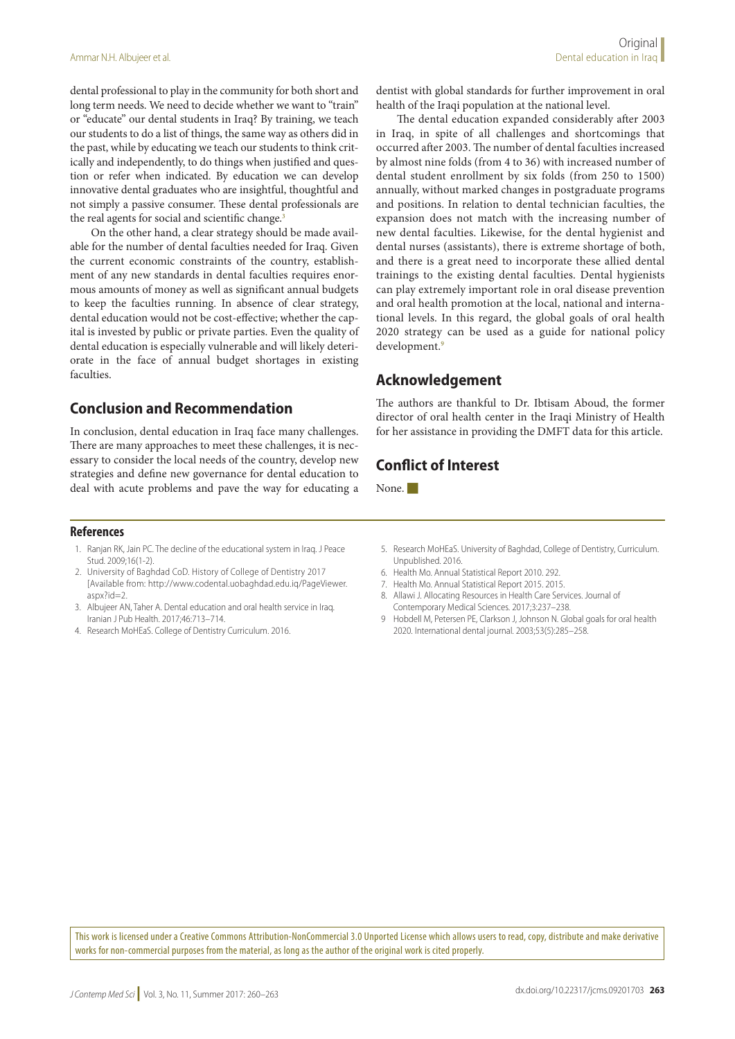dental professional to play in the community for both short and long term needs. We need to decide whether we want to "train" or "educate" our dental students in Iraq? By training, we teach our students to do a list of things, the same way as others did in the past, while by educating we teach our students to think critically and independently, to do things when justified and question or refer when indicated. By education we can develop innovative dental graduates who are insightful, thoughtful and not simply a passive consumer. These dental professionals are the real agents for social and scientific change.[3]

On the other hand, a clear strategy should be made available for the number of dental faculties needed for Iraq. Given the current economic constraints of the country, establishment of any new standards in dental faculties requires enormous amounts of money as well as significant annual budgets to keep the faculties running. In absence of clear strategy, dental education would not be cost-effective; whether the capital is invested by public or private parties. Even the quality of dental education is especially vulnerable and will likely deteriorate in the face of annual budget shortages in existing faculties.

## Conclusion and Recommendation

In conclusion, dental education in Iraq face many challenges. There are many approaches to meet these challenges, it is necessary to consider the local needs of the country, develop new strategies and define new governance for dental education to deal with acute problems and pave the way for educating a dentist with global standards for further improvement in oral health of the Iraqi population at the national level.

The dental education expanded considerably after 2003 in Iraq, in spite of all challenges and shortcomings that occurred after 2003. The number of dental faculties increased by almost nine folds (from 4 to 36) with increased number of dental student enrollment by six folds (from 250 to 1500) annually, without marked changes in postgraduate programs and positions. In relation to dental technician faculties, the expansion does not match with the increasing number of new dental faculties. Likewise, for the dental hygienist and dental nurses (assistants), there is extreme shortage of both, and there is a great need to incorporate these allied dental trainings to the existing dental faculties. Dental hygienists can play extremely important role in oral disease prevention and oral health promotion at the local, national and international levels. In this regard, the global goals of oral health 2020 strategy can be used as a guide for national policy development.[9]

## Acknowledgement

The authors are thankful to Dr. Ibtisam Aboud, the former director of oral health center in the Iraqi Ministry of Health for her assistance in providing the DMFT data for this article.

## Conflict of Interest

None.

### References

1. Ranjan RK, Jain PC. The decline of the educational system in Iraq. J Peace Stud. 2009;16(1-2).
2. University of Baghdad CoD. History of College of Dentistry 2017 [Available from: http://www.codental.uobaghdad.edu.iq/PageViewer.aspx?id=2.
3. Albujeer AN, Taher A. Dental education and oral health service in Iraq. Iranian J Pub Health. 2017;46:713–714.
4. Research MoHEaS. College of Dentistry Curriculum. 2016.
5. Research MoHEaS. University of Baghdad, College of Dentistry, Curriculum. Unpublished. 2016.
6. Health Mo. Annual Statistical Report 2010. 292.
7. Health Mo. Annual Statistical Report 2015. 2015.
8. Allawi J. Allocating Resources in Health Care Services. Journal of Contemporary Medical Sciences. 2017;3:237–238.
9. Hobdell M, Petersen PE, Clarkson J, Johnson N. Global goals for oral health 2020. International dental journal. 2003;53(5):285–258.

This work is licensed under a Creative Commons Attribution-NonCommercial 3.0 Unported License which allows users to read, copy, distribute and make derivative works for non-commercial purposes from the material, as long as the author of the original work is cited properly.